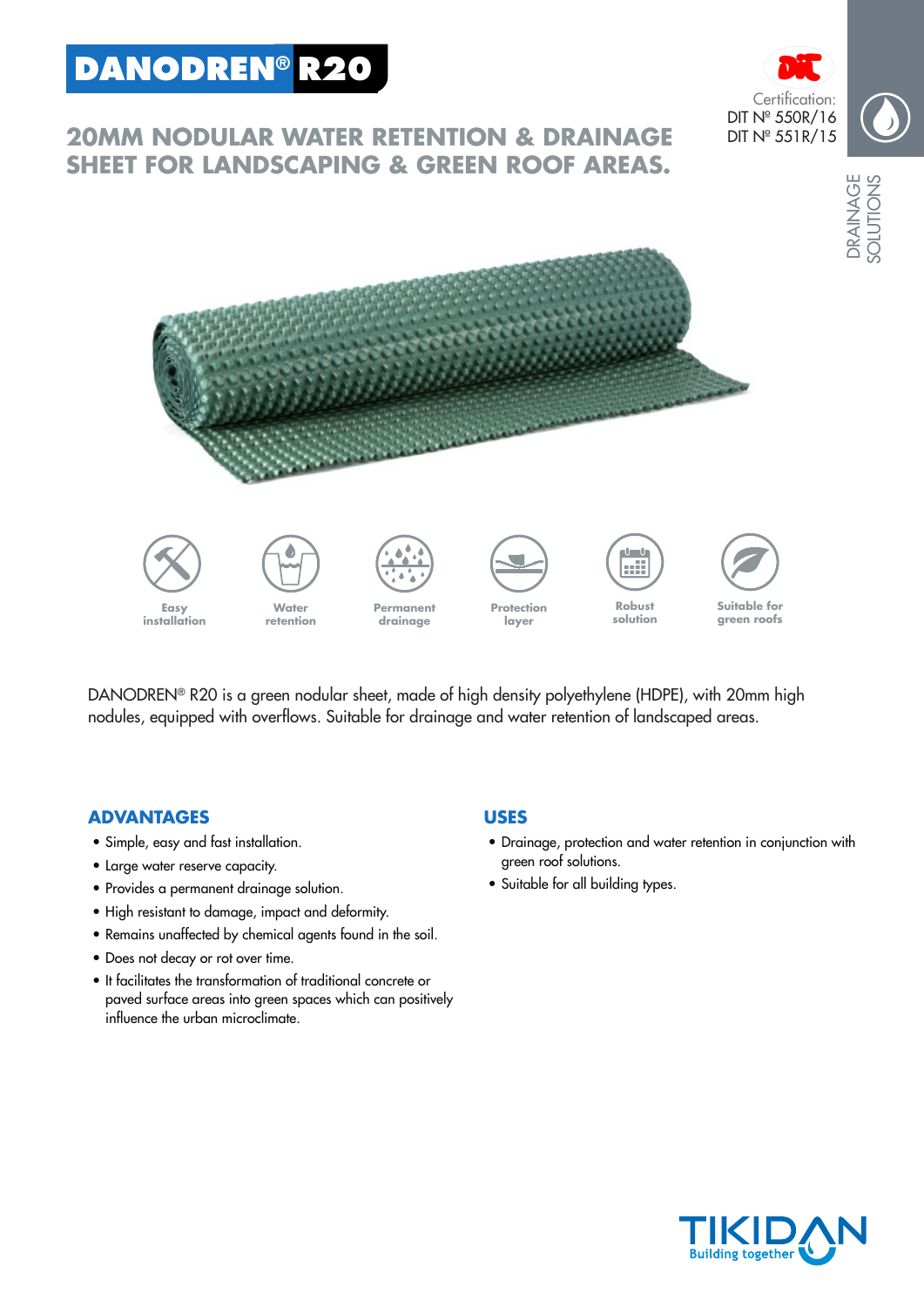# DANODREN® R20

## 20MM NODULAR WATER RETENTION & DRAINAGE SHEET FOR LANDSCAPING & GREEN ROOF AREAS.

Certification:
DIT Nº 550R/16
DIT Nº 551R/15

DRAINAGE SOLUTIONS

Easy installation | Water retention | Permanent drainage | Protection layer | Robust solution | Suitable for green roofs

DANODREN® R20 is a green nodular sheet, made of high density polyethylene (HDPE), with 20mm high nodules, equipped with overflows. Suitable for drainage and water retention of landscaped areas.

### ADVANTAGES

- Simple, easy and fast installation.
- Large water reserve capacity.
- Provides a permanent drainage solution.
- High resistant to damage, impact and deformity.
- Remains unaffected by chemical agents found in the soil.
- Does not decay or rot over time.
- It facilitates the transformation of traditional concrete or paved surface areas into green spaces which can positively influence the urban microclimate.

### USES

- Drainage, protection and water retention in conjunction with green roof solutions.
- Suitable for all building types.

TIKIDAN
Building together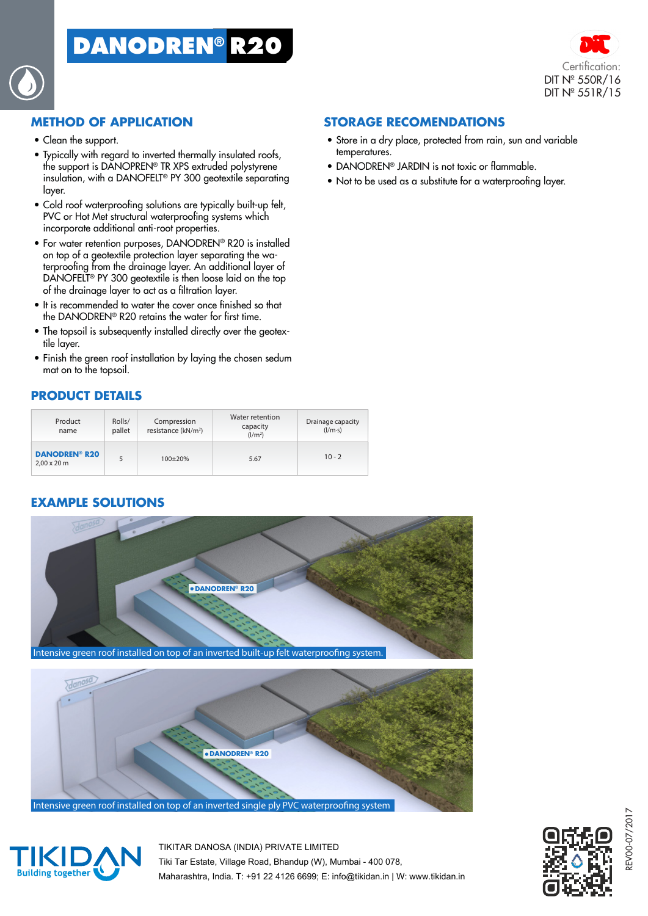# DANODREN® R20

Certification:
DIT Nº 550R/16
DIT Nº 551R/15

## METHOD OF APPLICATION

- Clean the support.
- Typically with regard to inverted thermally insulated roofs, the support is DANOPREN® TR XPS extruded polystyrene insulation, with a DANOFELT® PY 300 geotextile separating layer.
- Cold roof waterproofing solutions are typically built-up felt, PVC or Hot Met structural waterproofing systems which incorporate additional anti-root properties.
- For water retention purposes, DANODREN® R20 is installed on top of a geotextile protection layer separating the waterproofing from the drainage layer. An additional layer of DANOFELT® PY 300 geotextile is then loose laid on the top of the drainage layer to act as a filtration layer.
- It is recommended to water the cover once finished so that the DANODREN® R20 retains the water for first time.
- The topsoil is subsequently installed directly over the geotextile layer.
- Finish the green roof installation by laying the chosen sedum mat on to the topsoil.

## STORAGE RECOMENDATIONS

- Store in a dry place, protected from rain, sun and variable temperatures.
- DANODREN® JARDIN is not toxic or flammable.
- Not to be used as a substitute for a waterproofing layer.

## PRODUCT DETAILS

| Product name | Rolls/ pallet | Compression resistance (kN/m²) | Water retention capacity (l/m²) | Drainage capacity (l/m·s) |
|---|---|---|---|---|
| **DANODREN® R20** 2,00 x 20 m | 5 | 100±20% | 5.67 | 10 - 2 |

## EXAMPLE SOLUTIONS

Intensive green roof installed on top of an inverted built-up felt waterproofing system.

Intensive green roof installed on top of an inverted single ply PVC waterproofing system

TIKITAR DANOSA (INDIA) PRIVATE LIMITED
Tiki Tar Estate, Village Road, Bhandup (W), Mumbai - 400 078,
Maharashtra, India. T: +91 22 4126 6699; E: info@tikidan.in | W: www.tikidan.in

REV00-07/2017